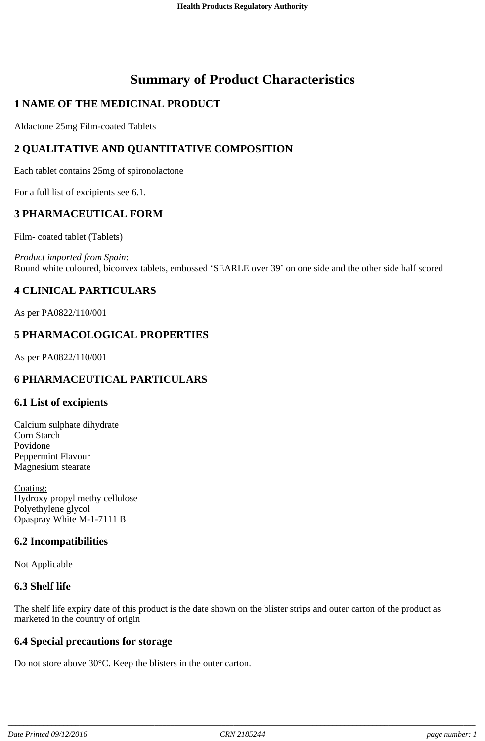# Summary of Product Characteristics

## 1 NAME OF THE MEDICINAL PRODUCT

Aldactone 25mg Film-coated Tablets

## 2 QUALITATIVE AND QUANTITATIVE COMPOSITION

Each tablet contains 25mg of spironolactone

For a full list of excipients see 6.1.

## 3 PHARMACEUTICAL FORM

Film- coated tablet (Tablets)

*Product imported from Spain*:
Round white coloured, biconvex tablets, embossed 'SEARLE over 39' on one side and the other side half scored

## 4 CLINICAL PARTICULARS

As per PA0822/110/001

## 5 PHARMACOLOGICAL PROPERTIES

As per PA0822/110/001

## 6 PHARMACEUTICAL PARTICULARS

### 6.1 List of excipients

Calcium sulphate dihydrate
Corn Starch
Povidone
Peppermint Flavour
Magnesium stearate

<u>Coating:</u>
Hydroxy propyl methy cellulose
Polyethylene glycol
Opaspray White M-1-7111 B

### 6.2 Incompatibilities

Not Applicable

### 6.3 Shelf life

The shelf life expiry date of this product is the date shown on the blister strips and outer carton of the product as marketed in the country of origin

### 6.4 Special precautions for storage

Do not store above 30°C. Keep the blisters in the outer carton.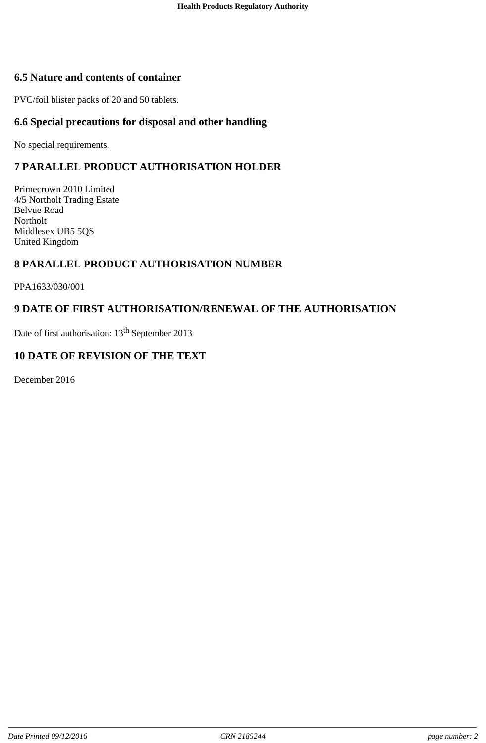## 6.5 Nature and contents of container

PVC/foil blister packs of 20 and 50 tablets.

## 6.6 Special precautions for disposal and other handling

No special requirements.

## 7 PARALLEL PRODUCT AUTHORISATION HOLDER

Primecrown 2010 Limited
4/5 Northolt Trading Estate
Belvue Road
Northolt
Middlesex UB5 5QS
United Kingdom

## 8 PARALLEL PRODUCT AUTHORISATION NUMBER

PPA1633/030/001

## 9 DATE OF FIRST AUTHORISATION/RENEWAL OF THE AUTHORISATION

Date of first authorisation: 13th September 2013

## 10 DATE OF REVISION OF THE TEXT

December 2016